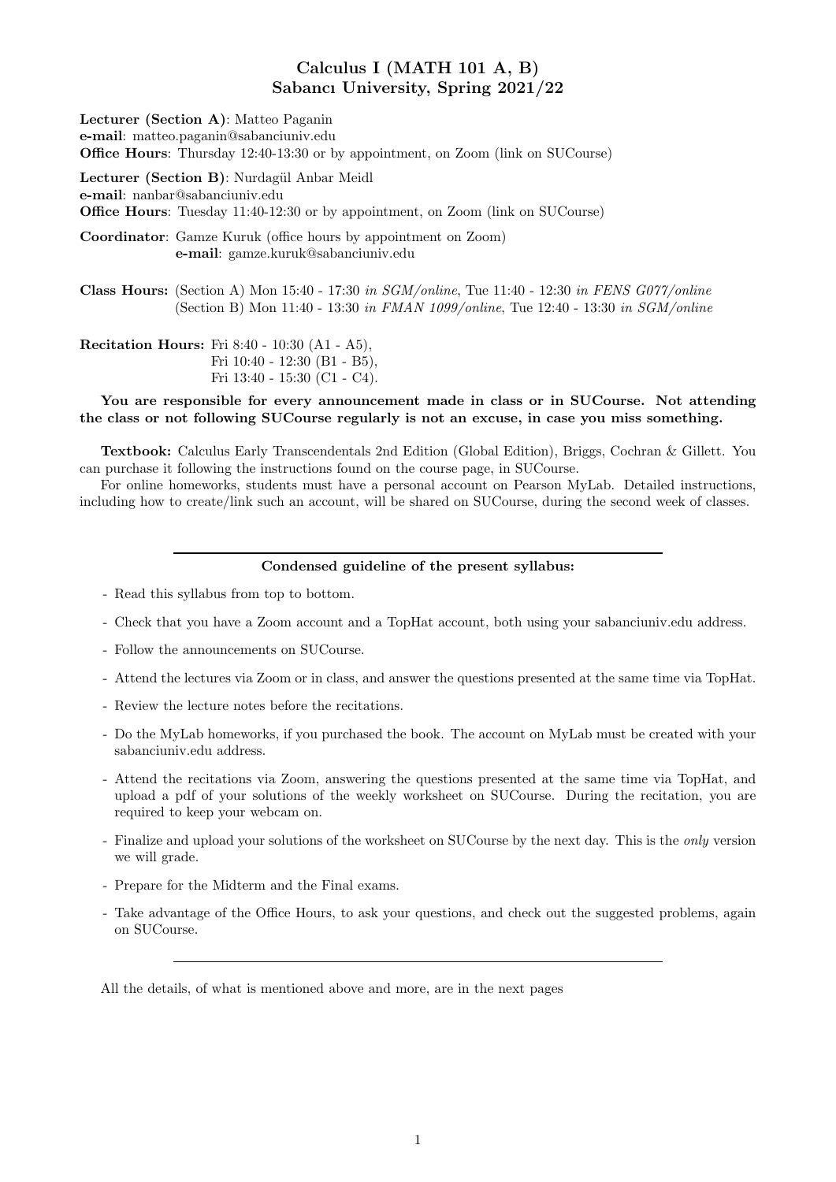# Calculus I (MATH 101 A, B)
# Sabancı University, Spring 2021/22

**Lecturer (Section A)**: Matteo Paganin
**e-mail**: matteo.paganin@sabanciuniv.edu
**Office Hours**: Thursday 12:40-13:30 or by appointment, on Zoom (link on SUCourse)

**Lecturer (Section B)**: Nurdagül Anbar Meidl
**e-mail**: nanbar@sabanciuniv.edu
**Office Hours**: Tuesday 11:40-12:30 or by appointment, on Zoom (link on SUCourse)

**Coordinator**: Gamze Kuruk (office hours by appointment on Zoom)
**e-mail**: gamze.kuruk@sabanciuniv.edu

**Class Hours:** (Section A) Mon 15:40 - 17:30 *in SGM/online*, Tue 11:40 - 12:30 *in FENS G077/online*
(Section B) Mon 11:40 - 13:30 *in FMAN 1099/online*, Tue 12:40 - 13:30 *in SGM/online*

**Recitation Hours:** Fri 8:40 - 10:30 (A1 - A5),
Fri 10:40 - 12:30 (B1 - B5),
Fri 13:40 - 15:30 (C1 - C4).

**You are responsible for every announcement made in class or in SUCourse. Not attending the class or not following SUCourse regularly is not an excuse, in case you miss something.**

**Textbook:** Calculus Early Transcendentals 2nd Edition (Global Edition), Briggs, Cochran & Gillett. You can purchase it following the instructions found on the course page, in SUCourse.

For online homeworks, students must have a personal account on Pearson MyLab. Detailed instructions, including how to create/link such an account, will be shared on SUCourse, during the second week of classes.

---

**Condensed guideline of the present syllabus:**

- Read this syllabus from top to bottom.
- Check that you have a Zoom account and a TopHat account, both using your sabanciuniv.edu address.
- Follow the announcements on SUCourse.
- Attend the lectures via Zoom or in class, and answer the questions presented at the same time via TopHat.
- Review the lecture notes before the recitations.
- Do the MyLab homeworks, if you purchased the book. The account on MyLab must be created with your sabanciuniv.edu address.
- Attend the recitations via Zoom, answering the questions presented at the same time via TopHat, and upload a pdf of your solutions of the weekly worksheet on SUCourse. During the recitation, you are required to keep your webcam on.
- Finalize and upload your solutions of the worksheet on SUCourse by the next day. This is the *only* version we will grade.
- Prepare for the Midterm and the Final exams.
- Take advantage of the Office Hours, to ask your questions, and check out the suggested problems, again on SUCourse.

---

All the details, of what is mentioned above and more, are in the next pages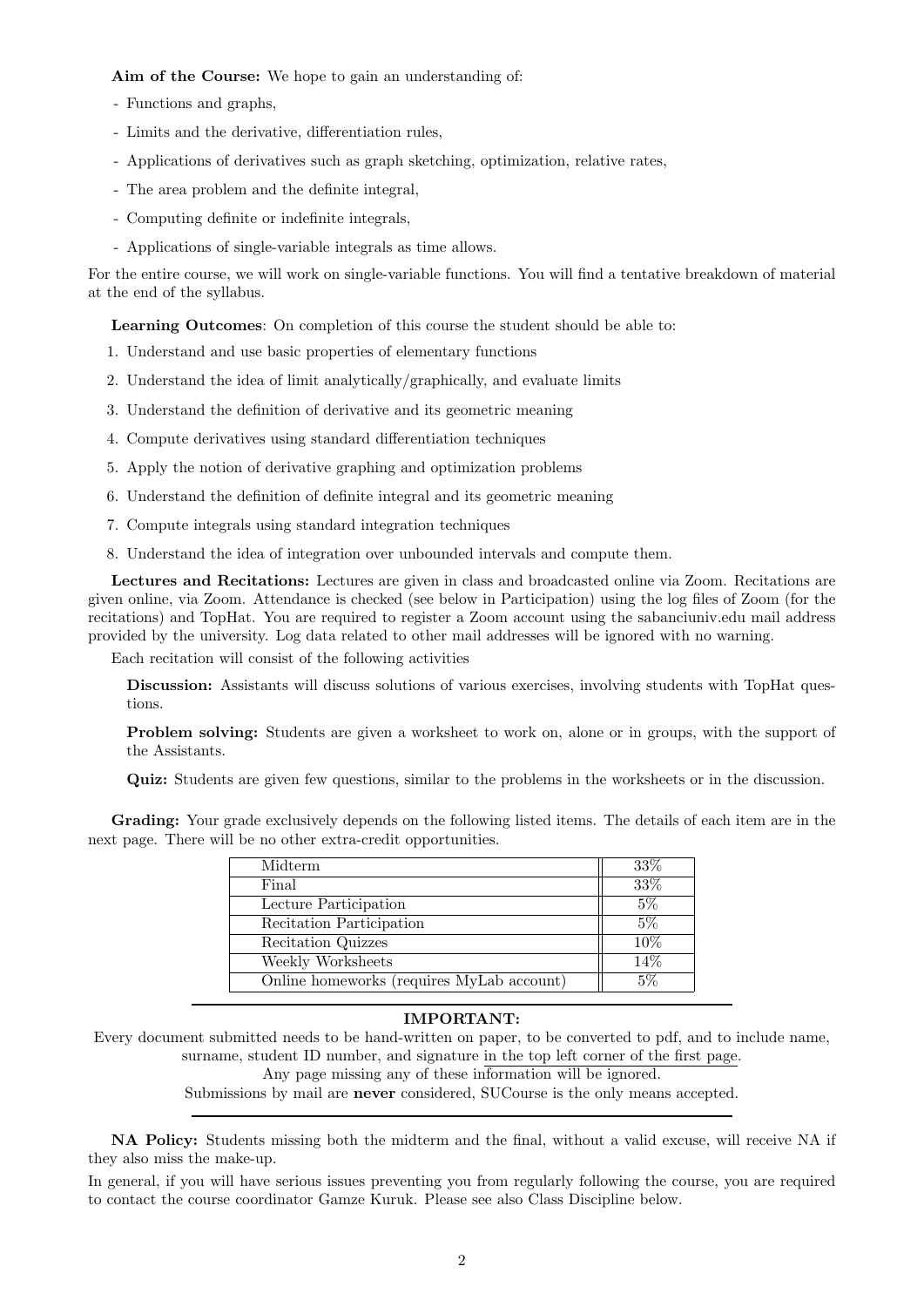**Aim of the Course:** We hope to gain an understanding of:

- Functions and graphs,
- Limits and the derivative, differentiation rules,
- Applications of derivatives such as graph sketching, optimization, relative rates,
- The area problem and the definite integral,
- Computing definite or indefinite integrals,
- Applications of single-variable integrals as time allows.

For the entire course, we will work on single-variable functions. You will find a tentative breakdown of material at the end of the syllabus.

**Learning Outcomes**: On completion of this course the student should be able to:

1. Understand and use basic properties of elementary functions
2. Understand the idea of limit analytically/graphically, and evaluate limits
3. Understand the definition of derivative and its geometric meaning
4. Compute derivatives using standard differentiation techniques
5. Apply the notion of derivative graphing and optimization problems
6. Understand the definition of definite integral and its geometric meaning
7. Compute integrals using standard integration techniques
8. Understand the idea of integration over unbounded intervals and compute them.

**Lectures and Recitations:** Lectures are given in class and broadcasted online via Zoom. Recitations are given online, via Zoom. Attendance is checked (see below in Participation) using the log files of Zoom (for the recitations) and TopHat. You are required to register a Zoom account using the sabanciuniv.edu mail address provided by the university. Log data related to other mail addresses will be ignored with no warning.

Each recitation will consist of the following activities

**Discussion:** Assistants will discuss solutions of various exercises, involving students with TopHat questions.

**Problem solving:** Students are given a worksheet to work on, alone or in groups, with the support of the Assistants.

**Quiz:** Students are given few questions, similar to the problems in the worksheets or in the discussion.

**Grading:** Your grade exclusively depends on the following listed items. The details of each item are in the next page. There will be no other extra-credit opportunities.

| Item | Weight |
|---|---|
| Midterm | 33% |
| Final | 33% |
| Lecture Participation | 5% |
| Recitation Participation | 5% |
| Recitation Quizzes | 10% |
| Weekly Worksheets | 14% |
| Online homeworks (requires MyLab account) | 5% |

---

**IMPORTANT:**

Every document submitted needs to be hand-written on paper, to be converted to pdf, and to include name, surname, student ID number, and signature in the top left corner of the first page.

Any page missing any of these information will be ignored.

Submissions by mail are **never** considered, SUCourse is the only means accepted.

---

**NA Policy:** Students missing both the midterm and the final, without a valid excuse, will receive NA if they also miss the make-up.

In general, if you will have serious issues preventing you from regularly following the course, you are required to contact the course coordinator Gamze Kuruk. Please see also Class Discipline below.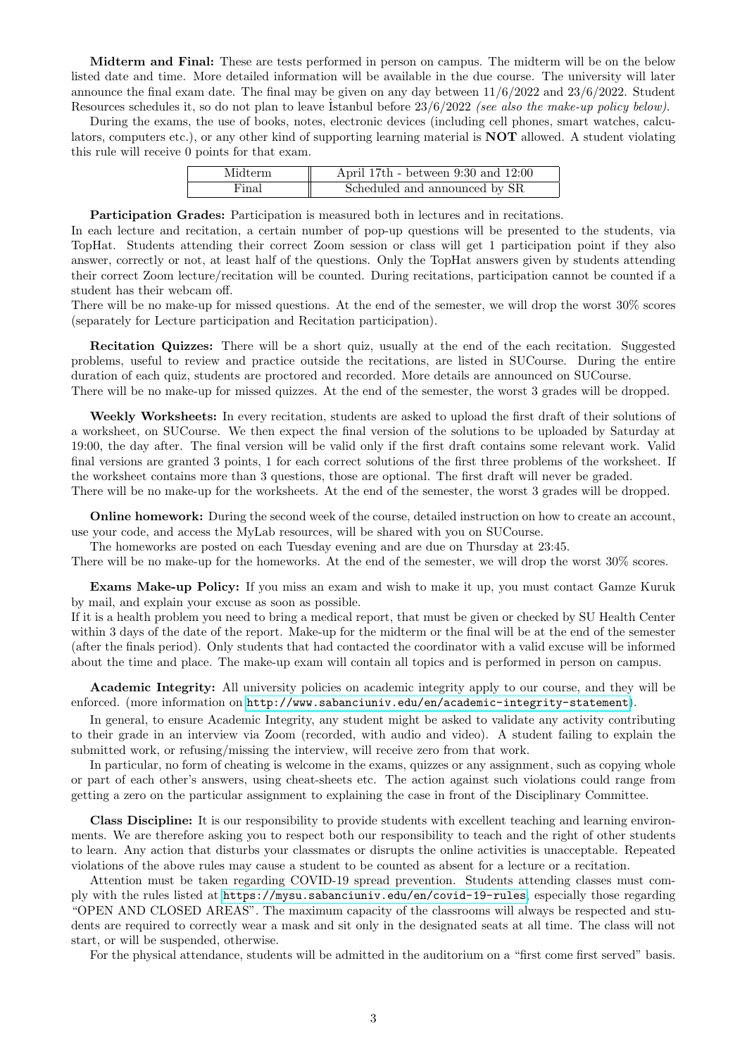**Midterm and Final:** These are tests performed in person on campus. The midterm will be on the below listed date and time. More detailed information will be available in the due course. The university will later announce the final exam date. The final may be given on any day between 11/6/2022 and 23/6/2022. Student Resources schedules it, so do not plan to leave İstanbul before 23/6/2022 *(see also the make-up policy below)*.

During the exams, the use of books, notes, electronic devices (including cell phones, smart watches, calculators, computers etc.), or any other kind of supporting learning material is **NOT** allowed. A student violating this rule will receive 0 points for that exam.

| Midterm | April 17th - between 9:30 and 12:00 |
|---|---|
| Final | Scheduled and announced by SR |

**Participation Grades:** Participation is measured both in lectures and in recitations.
In each lecture and recitation, a certain number of pop-up questions will be presented to the students, via TopHat. Students attending their correct Zoom session or class will get 1 participation point if they also answer, correctly or not, at least half of the questions. Only the TopHat answers given by students attending their correct Zoom lecture/recitation will be counted. During recitations, participation cannot be counted if a student has their webcam off.
There will be no make-up for missed questions. At the end of the semester, we will drop the worst 30% scores (separately for Lecture participation and Recitation participation).

**Recitation Quizzes:** There will be a short quiz, usually at the end of the each recitation. Suggested problems, useful to review and practice outside the recitations, are listed in SUCourse. During the entire duration of each quiz, students are proctored and recorded. More details are announced on SUCourse.
There will be no make-up for missed quizzes. At the end of the semester, the worst 3 grades will be dropped.

**Weekly Worksheets:** In every recitation, students are asked to upload the first draft of their solutions of a worksheet, on SUCourse. We then expect the final version of the solutions to be uploaded by Saturday at 19:00, the day after. The final version will be valid only if the first draft contains some relevant work. Valid final versions are granted 3 points, 1 for each correct solutions of the first three problems of the worksheet. If the worksheet contains more than 3 questions, those are optional. The first draft will never be graded.
There will be no make-up for the worksheets. At the end of the semester, the worst 3 grades will be dropped.

**Online homework:** During the second week of the course, detailed instruction on how to create an account, use your code, and access the MyLab resources, will be shared with you on SUCourse.

The homeworks are posted on each Tuesday evening and are due on Thursday at 23:45.
There will be no make-up for the homeworks. At the end of the semester, we will drop the worst 30% scores.

**Exams Make-up Policy:** If you miss an exam and wish to make it up, you must contact Gamze Kuruk by mail, and explain your excuse as soon as possible.
If it is a health problem you need to bring a medical report, that must be given or checked by SU Health Center within 3 days of the date of the report. Make-up for the midterm or the final will be at the end of the semester (after the finals period). Only students that had contacted the coordinator with a valid excuse will be informed about the time and place. The make-up exam will contain all topics and is performed in person on campus.

**Academic Integrity:** All university policies on academic integrity apply to our course, and they will be enforced. (more information on http://www.sabanciuniv.edu/en/academic-integrity-statement).

In general, to ensure Academic Integrity, any student might be asked to validate any activity contributing to their grade in an interview via Zoom (recorded, with audio and video). A student failing to explain the submitted work, or refusing/missing the interview, will receive zero from that work.

In particular, no form of cheating is welcome in the exams, quizzes or any assignment, such as copying whole or part of each other's answers, using cheat-sheets etc. The action against such violations could range from getting a zero on the particular assignment to explaining the case in front of the Disciplinary Committee.

**Class Discipline:** It is our responsibility to provide students with excellent teaching and learning environments. We are therefore asking you to respect both our responsibility to teach and the right of other students to learn. Any action that disturbs your classmates or disrupts the online activities is unacceptable. Repeated violations of the above rules may cause a student to be counted as absent for a lecture or a recitation.

Attention must be taken regarding COVID-19 spread prevention. Students attending classes must comply with the rules listed at https://mysu.sabanciuniv.edu/en/covid-19-rules, especially those regarding "OPEN AND CLOSED AREAS". The maximum capacity of the classrooms will always be respected and students are required to correctly wear a mask and sit only in the designated seats at all time. The class will not start, or will be suspended, otherwise.

For the physical attendance, students will be admitted in the auditorium on a "first come first served" basis.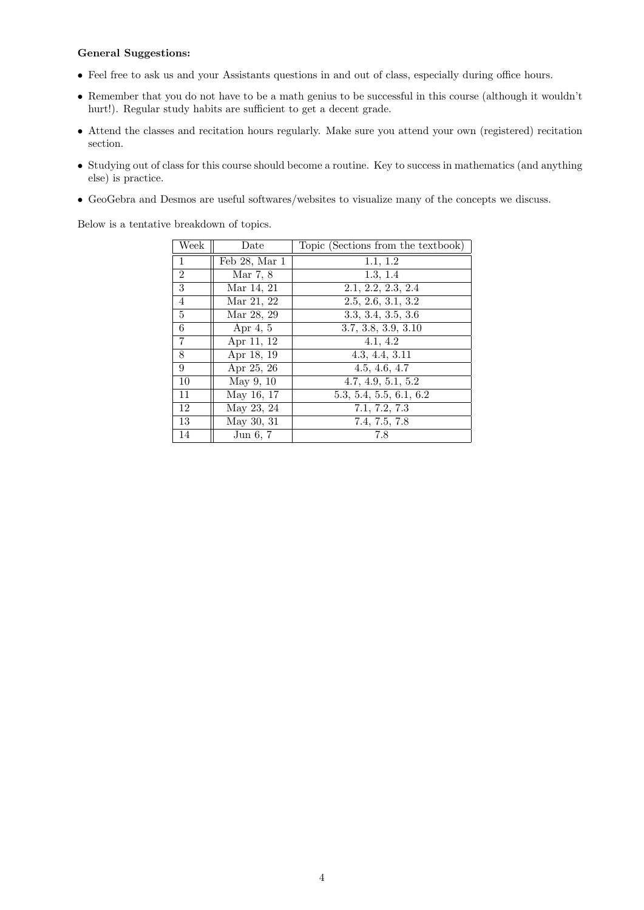**General Suggestions:**

- Feel free to ask us and your Assistants questions in and out of class, especially during office hours.
- Remember that you do not have to be a math genius to be successful in this course (although it wouldn't hurt!). Regular study habits are sufficient to get a decent grade.
- Attend the classes and recitation hours regularly. Make sure you attend your own (registered) recitation section.
- Studying out of class for this course should become a routine. Key to success in mathematics (and anything else) is practice.
- GeoGebra and Desmos are useful softwares/websites to visualize many of the concepts we discuss.

Below is a tentative breakdown of topics.

| Week | Date | Topic (Sections from the textbook) |
|---|---|---|
| 1 | Feb 28, Mar 1 | 1.1, 1.2 |
| 2 | Mar 7, 8 | 1.3, 1.4 |
| 3 | Mar 14, 21 | 2.1, 2.2, 2.3, 2.4 |
| 4 | Mar 21, 22 | 2.5, 2.6, 3.1, 3.2 |
| 5 | Mar 28, 29 | 3.3, 3.4, 3.5, 3.6 |
| 6 | Apr 4, 5 | 3.7, 3.8, 3.9, 3.10 |
| 7 | Apr 11, 12 | 4.1, 4.2 |
| 8 | Apr 18, 19 | 4.3, 4.4, 3.11 |
| 9 | Apr 25, 26 | 4.5, 4.6, 4.7 |
| 10 | May 9, 10 | 4.7, 4.9, 5.1, 5.2 |
| 11 | May 16, 17 | 5.3, 5.4, 5.5, 6.1, 6.2 |
| 12 | May 23, 24 | 7.1, 7.2, 7.3 |
| 13 | May 30, 31 | 7.4, 7.5, 7.8 |
| 14 | Jun 6, 7 | 7.8 |